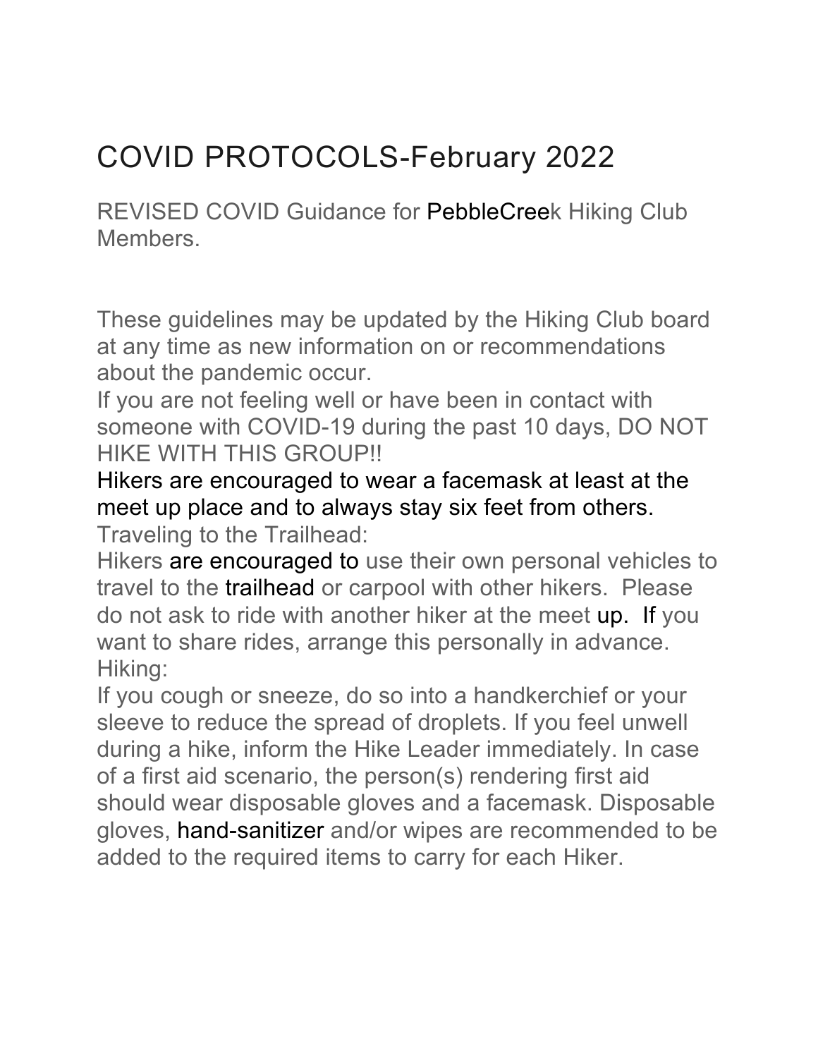# COVID PROTOCOLS-February 2022

REVISED COVID Guidance for PebbleCreek Hiking Club Members.

These guidelines may be updated by the Hiking Club board at any time as new information on or recommendations about the pandemic occur.

If you are not feeling well or have been in contact with someone with COVID-19 during the past 10 days, DO NOT HIKE WITH THIS GROUP!!

Hikers are encouraged to wear a facemask at least at the meet up place and to always stay six feet from others.

Traveling to the Trailhead:

Hikers are encouraged to use their own personal vehicles to travel to the trailhead or carpool with other hikers. Please do not ask to ride with another hiker at the meet up. If you want to share rides, arrange this personally in advance.

Hiking:

If you cough or sneeze, do so into a handkerchief or your sleeve to reduce the spread of droplets. If you feel unwell during a hike, inform the Hike Leader immediately. In case of a first aid scenario, the person(s) rendering first aid should wear disposable gloves and a facemask. Disposable gloves, hand-sanitizer and/or wipes are recommended to be added to the required items to carry for each Hiker.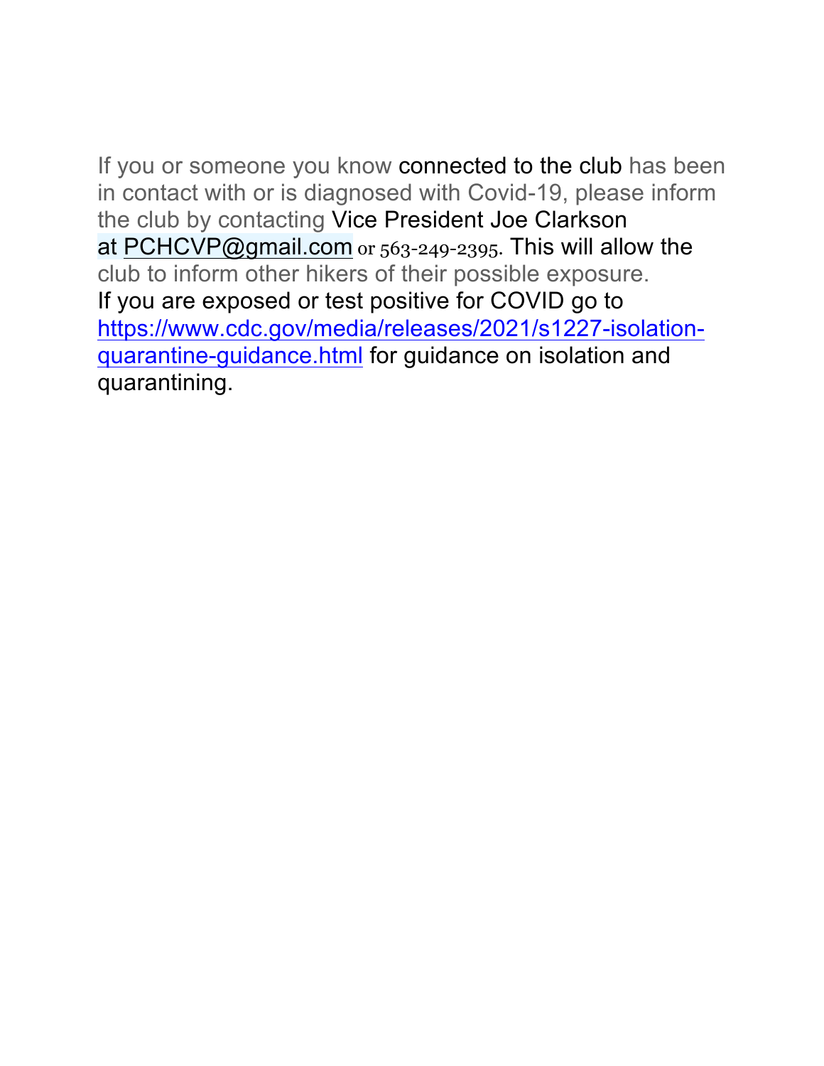If you or someone you know connected to the club has been in contact with or is diagnosed with Covid-19, please inform the club by contacting Vice President Joe Clarkson at PCHCVP@gmail.com or 563-249-2395. This will allow the club to inform other hikers of their possible exposure.
If you are exposed or test positive for COVID go to https://www.cdc.gov/media/releases/2021/s1227-isolation-quarantine-guidance.html for guidance on isolation and quarantining.